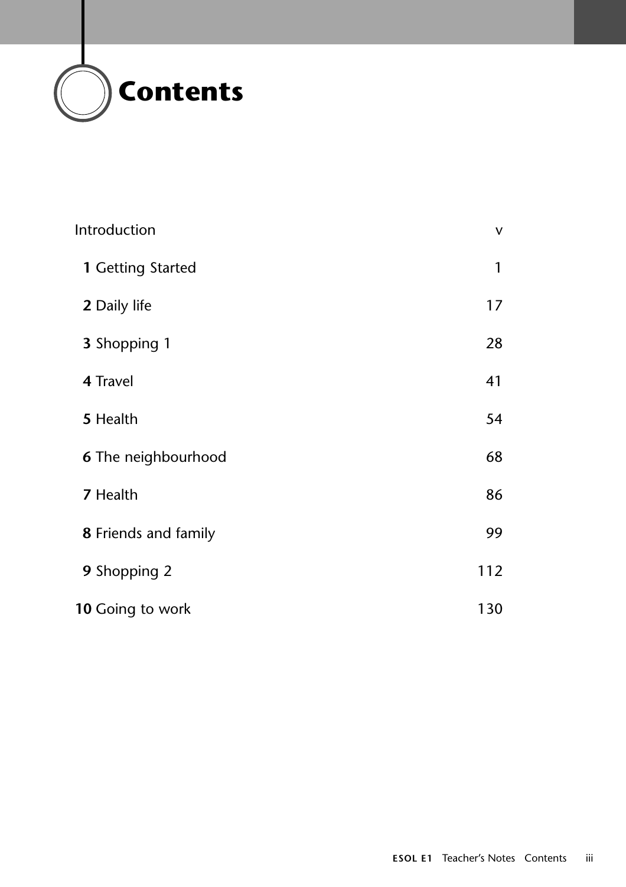# Contents

| | |
|---|---|
| Introduction | v |
| **1** Getting Started | 1 |
| **2** Daily life | 17 |
| **3** Shopping 1 | 28 |
| **4** Travel | 41 |
| **5** Health | 54 |
| **6** The neighbourhood | 68 |
| **7** Health | 86 |
| **8** Friends and family | 99 |
| **9** Shopping 2 | 112 |
| **10** Going to work | 130 |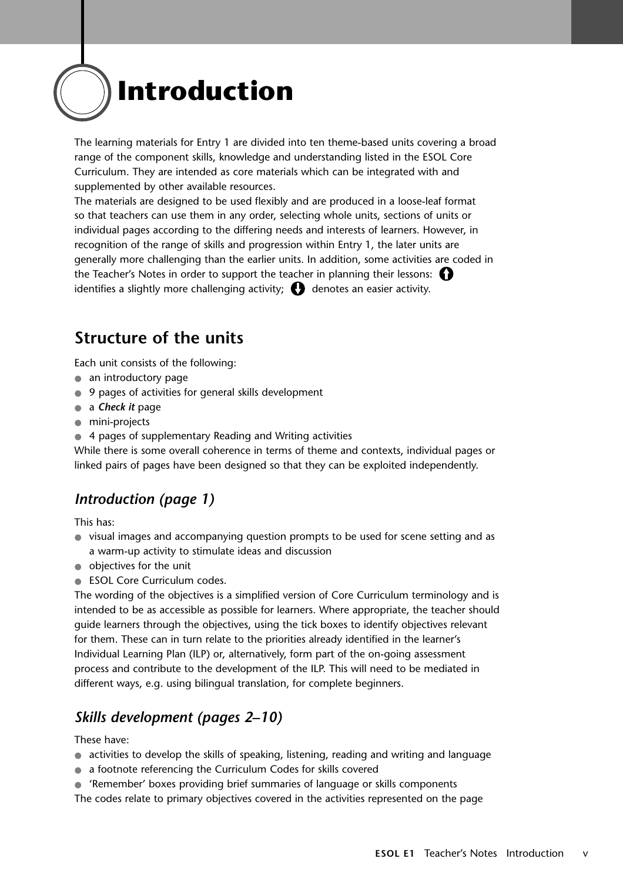# Introduction

The learning materials for Entry 1 are divided into ten theme-based units covering a broad range of the component skills, knowledge and understanding listed in the ESOL Core Curriculum. They are intended as core materials which can be integrated with and supplemented by other available resources.

The materials are designed to be used flexibly and are produced in a loose-leaf format so that teachers can use them in any order, selecting whole units, sections of units or individual pages according to the differing needs and interests of learners. However, in recognition of the range of skills and progression within Entry 1, the later units are generally more challenging than the earlier units. In addition, some activities are coded in the Teacher's Notes in order to support the teacher in planning their lessons: ⬆ identifies a slightly more challenging activity; ⬇ denotes an easier activity.

## Structure of the units

Each unit consists of the following:

- an introductory page
- 9 pages of activities for general skills development
- a ***Check it*** page
- mini-projects
- 4 pages of supplementary Reading and Writing activities

While there is some overall coherence in terms of theme and contexts, individual pages or linked pairs of pages have been designed so that they can be exploited independently.

### *Introduction (page 1)*

This has:

- visual images and accompanying question prompts to be used for scene setting and as a warm-up activity to stimulate ideas and discussion
- objectives for the unit
- ESOL Core Curriculum codes.

The wording of the objectives is a simplified version of Core Curriculum terminology and is intended to be as accessible as possible for learners. Where appropriate, the teacher should guide learners through the objectives, using the tick boxes to identify objectives relevant for them. These can in turn relate to the priorities already identified in the learner's Individual Learning Plan (ILP) or, alternatively, form part of the on-going assessment process and contribute to the development of the ILP. This will need to be mediated in different ways, e.g. using bilingual translation, for complete beginners.

### *Skills development (pages 2–10)*

These have:

- activities to develop the skills of speaking, listening, reading and writing and language
- a footnote referencing the Curriculum Codes for skills covered
- 'Remember' boxes providing brief summaries of language or skills components

The codes relate to primary objectives covered in the activities represented on the page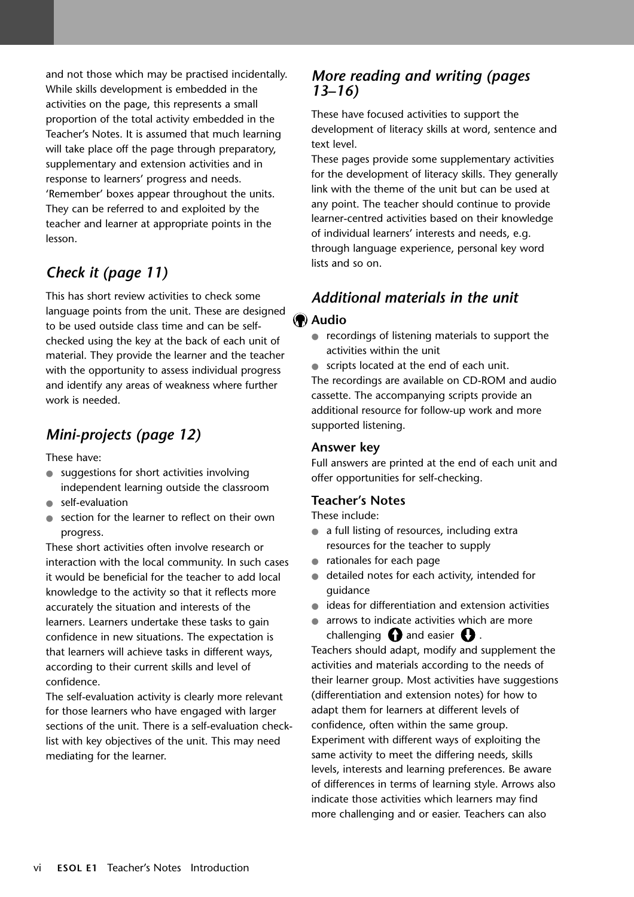and not those which may be practised incidentally. While skills development is embedded in the activities on the page, this represents a small proportion of the total activity embedded in the Teacher's Notes. It is assumed that much learning will take place off the page through preparatory, supplementary and extension activities and in response to learners' progress and needs.
'Remember' boxes appear throughout the units. They can be referred to and exploited by the teacher and learner at appropriate points in the lesson.

## *Check it (page 11)*

This has short review activities to check some language points from the unit. These are designed to be used outside class time and can be self-checked using the key at the back of each unit of material. They provide the learner and the teacher with the opportunity to assess individual progress and identify any areas of weakness where further work is needed.

## *Mini-projects (page 12)*

These have:

- suggestions for short activities involving independent learning outside the classroom
- self-evaluation
- section for the learner to reflect on their own progress.

These short activities often involve research or interaction with the local community. In such cases it would be beneficial for the teacher to add local knowledge to the activity so that it reflects more accurately the situation and interests of the learners. Learners undertake these tasks to gain confidence in new situations. The expectation is that learners will achieve tasks in different ways, according to their current skills and level of confidence.
The self-evaluation activity is clearly more relevant for those learners who have engaged with larger sections of the unit. There is a self-evaluation check-list with key objectives of the unit. This may need mediating for the learner.

## *More reading and writing (pages 13–16)*

These have focused activities to support the development of literacy skills at word, sentence and text level.
These pages provide some supplementary activities for the development of literacy skills. They generally link with the theme of the unit but can be used at any point. The teacher should continue to provide learner-centred activities based on their knowledge of individual learners' interests and needs, e.g. through language experience, personal key word lists and so on.

## *Additional materials in the unit*

### Audio

- recordings of listening materials to support the activities within the unit
- scripts located at the end of each unit.

The recordings are available on CD-ROM and audio cassette. The accompanying scripts provide an additional resource for follow-up work and more supported listening.

### Answer key

Full answers are printed at the end of each unit and offer opportunities for self-checking.

### Teacher's Notes

These include:

- a full listing of resources, including extra resources for the teacher to supply
- rationales for each page
- detailed notes for each activity, intended for guidance
- ideas for differentiation and extension activities
- arrows to indicate activities which are more challenging ⬆ and easier ⬇.

Teachers should adapt, modify and supplement the activities and materials according to the needs of their learner group. Most activities have suggestions (differentiation and extension notes) for how to adapt them for learners at different levels of confidence, often within the same group.
Experiment with different ways of exploiting the same activity to meet the differing needs, skills levels, interests and learning preferences. Be aware of differences in terms of learning style. Arrows also indicate those activities which learners may find more challenging and or easier. Teachers can also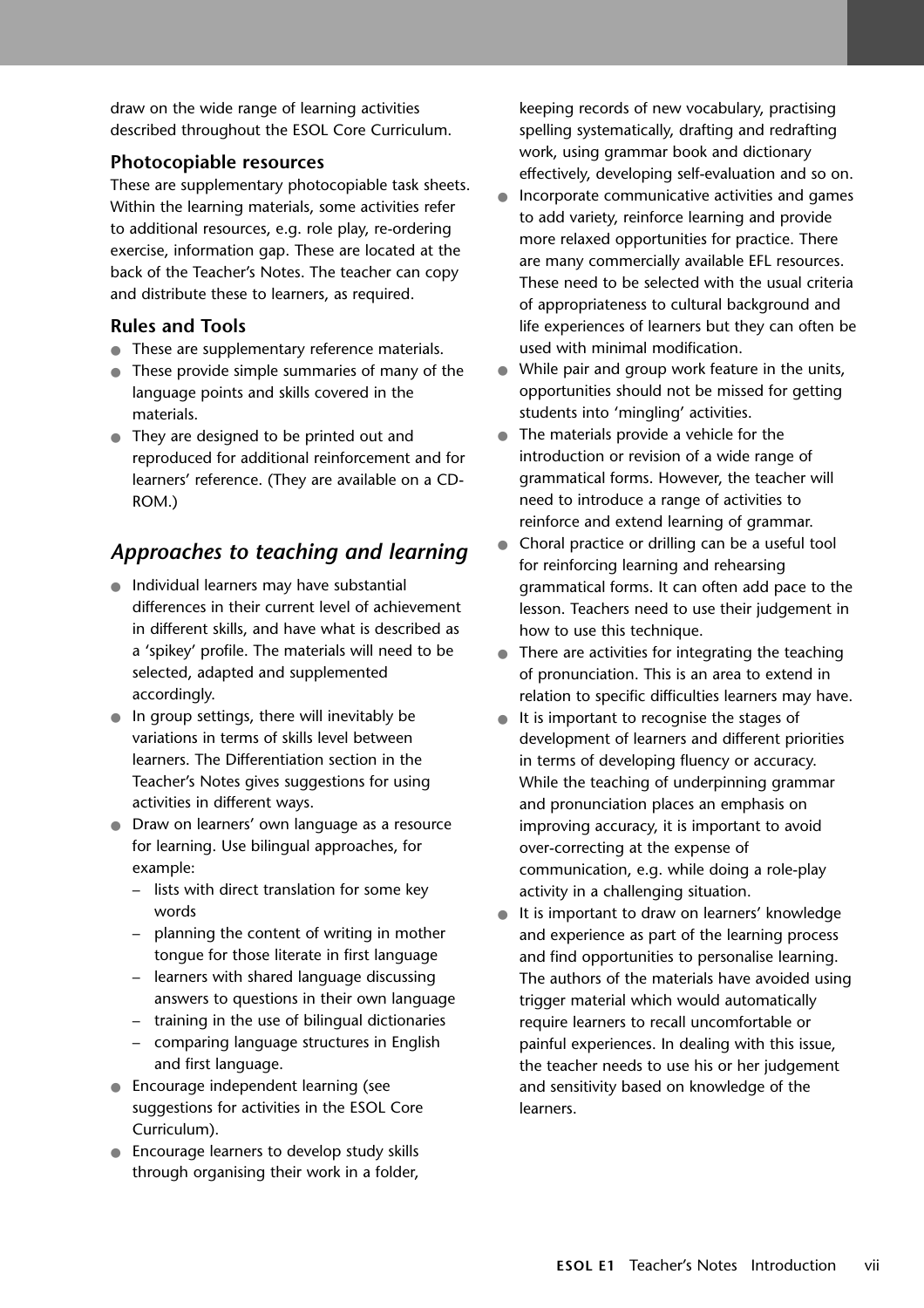draw on the wide range of learning activities described throughout the ESOL Core Curriculum.

### Photocopiable resources

These are supplementary photocopiable task sheets. Within the learning materials, some activities refer to additional resources, e.g. role play, re-ordering exercise, information gap. These are located at the back of the Teacher's Notes. The teacher can copy and distribute these to learners, as required.

### Rules and Tools

- These are supplementary reference materials.
- These provide simple summaries of many of the language points and skills covered in the materials.
- They are designed to be printed out and reproduced for additional reinforcement and for learners' reference. (They are available on a CD-ROM.)

## *Approaches to teaching and learning*

- Individual learners may have substantial differences in their current level of achievement in different skills, and have what is described as a 'spikey' profile. The materials will need to be selected, adapted and supplemented accordingly.
- In group settings, there will inevitably be variations in terms of skills level between learners. The Differentiation section in the Teacher's Notes gives suggestions for using activities in different ways.
- Draw on learners' own language as a resource for learning. Use bilingual approaches, for example:
  - lists with direct translation for some key words
  - planning the content of writing in mother tongue for those literate in first language
  - learners with shared language discussing answers to questions in their own language
  - training in the use of bilingual dictionaries
  - comparing language structures in English and first language.
- Encourage independent learning (see suggestions for activities in the ESOL Core Curriculum).
- Encourage learners to develop study skills through organising their work in a folder, keeping records of new vocabulary, practising spelling systematically, drafting and redrafting work, using grammar book and dictionary effectively, developing self-evaluation and so on.
- Incorporate communicative activities and games to add variety, reinforce learning and provide more relaxed opportunities for practice. There are many commercially available EFL resources. These need to be selected with the usual criteria of appropriateness to cultural background and life experiences of learners but they can often be used with minimal modification.
- While pair and group work feature in the units, opportunities should not be missed for getting students into 'mingling' activities.
- The materials provide a vehicle for the introduction or revision of a wide range of grammatical forms. However, the teacher will need to introduce a range of activities to reinforce and extend learning of grammar.
- Choral practice or drilling can be a useful tool for reinforcing learning and rehearsing grammatical forms. It can often add pace to the lesson. Teachers need to use their judgement in how to use this technique.
- There are activities for integrating the teaching of pronunciation. This is an area to extend in relation to specific difficulties learners may have.
- It is important to recognise the stages of development of learners and different priorities in terms of developing fluency or accuracy. While the teaching of underpinning grammar and pronunciation places an emphasis on improving accuracy, it is important to avoid over-correcting at the expense of communication, e.g. while doing a role-play activity in a challenging situation.
- It is important to draw on learners' knowledge and experience as part of the learning process and find opportunities to personalise learning. The authors of the materials have avoided using trigger material which would automatically require learners to recall uncomfortable or painful experiences. In dealing with this issue, the teacher needs to use his or her judgement and sensitivity based on knowledge of the learners.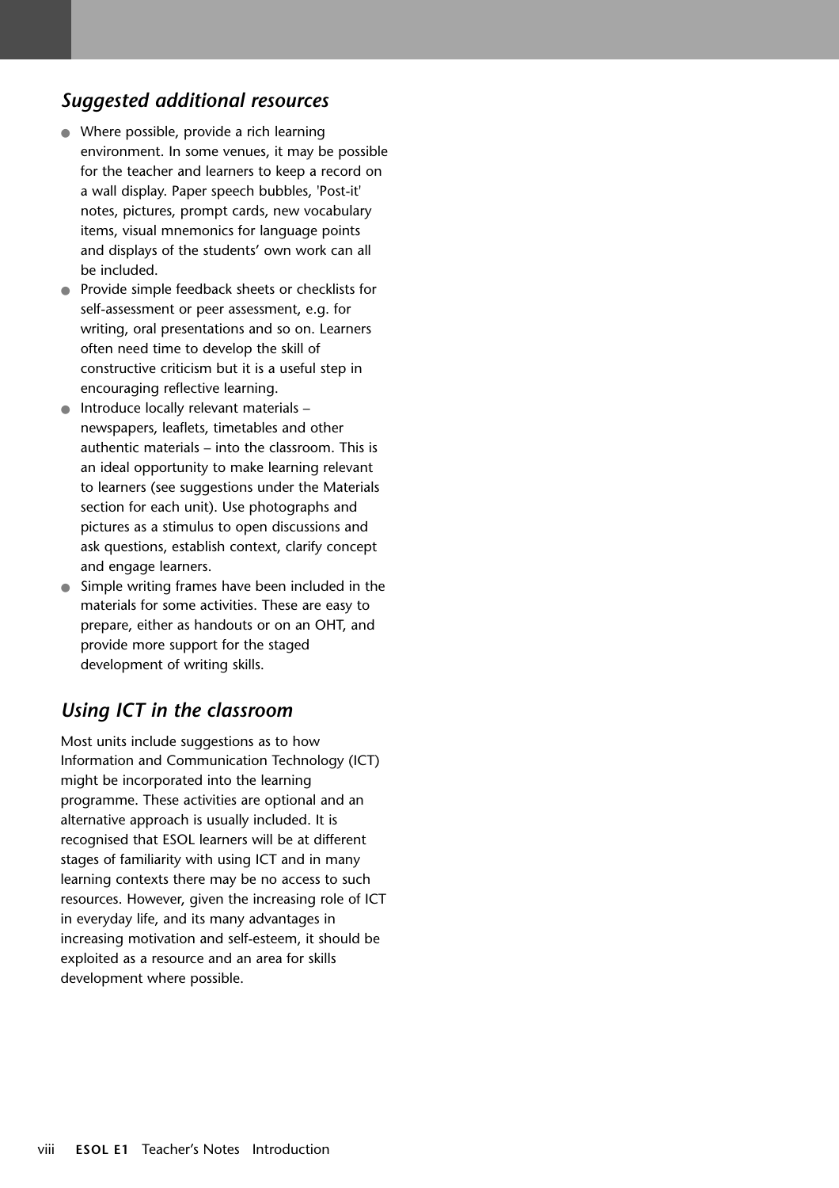## *Suggested additional resources*

- Where possible, provide a rich learning environment. In some venues, it may be possible for the teacher and learners to keep a record on a wall display. Paper speech bubbles, 'Post-it' notes, pictures, prompt cards, new vocabulary items, visual mnemonics for language points and displays of the students' own work can all be included.
- Provide simple feedback sheets or checklists for self-assessment or peer assessment, e.g. for writing, oral presentations and so on. Learners often need time to develop the skill of constructive criticism but it is a useful step in encouraging reflective learning.
- Introduce locally relevant materials – newspapers, leaflets, timetables and other authentic materials – into the classroom. This is an ideal opportunity to make learning relevant to learners (see suggestions under the Materials section for each unit). Use photographs and pictures as a stimulus to open discussions and ask questions, establish context, clarify concept and engage learners.
- Simple writing frames have been included in the materials for some activities. These are easy to prepare, either as handouts or on an OHT, and provide more support for the staged development of writing skills.

## *Using ICT in the classroom*

Most units include suggestions as to how Information and Communication Technology (ICT) might be incorporated into the learning programme. These activities are optional and an alternative approach is usually included. It is recognised that ESOL learners will be at different stages of familiarity with using ICT and in many learning contexts there may be no access to such resources. However, given the increasing role of ICT in everyday life, and its many advantages in increasing motivation and self-esteem, it should be exploited as a resource and an area for skills development where possible.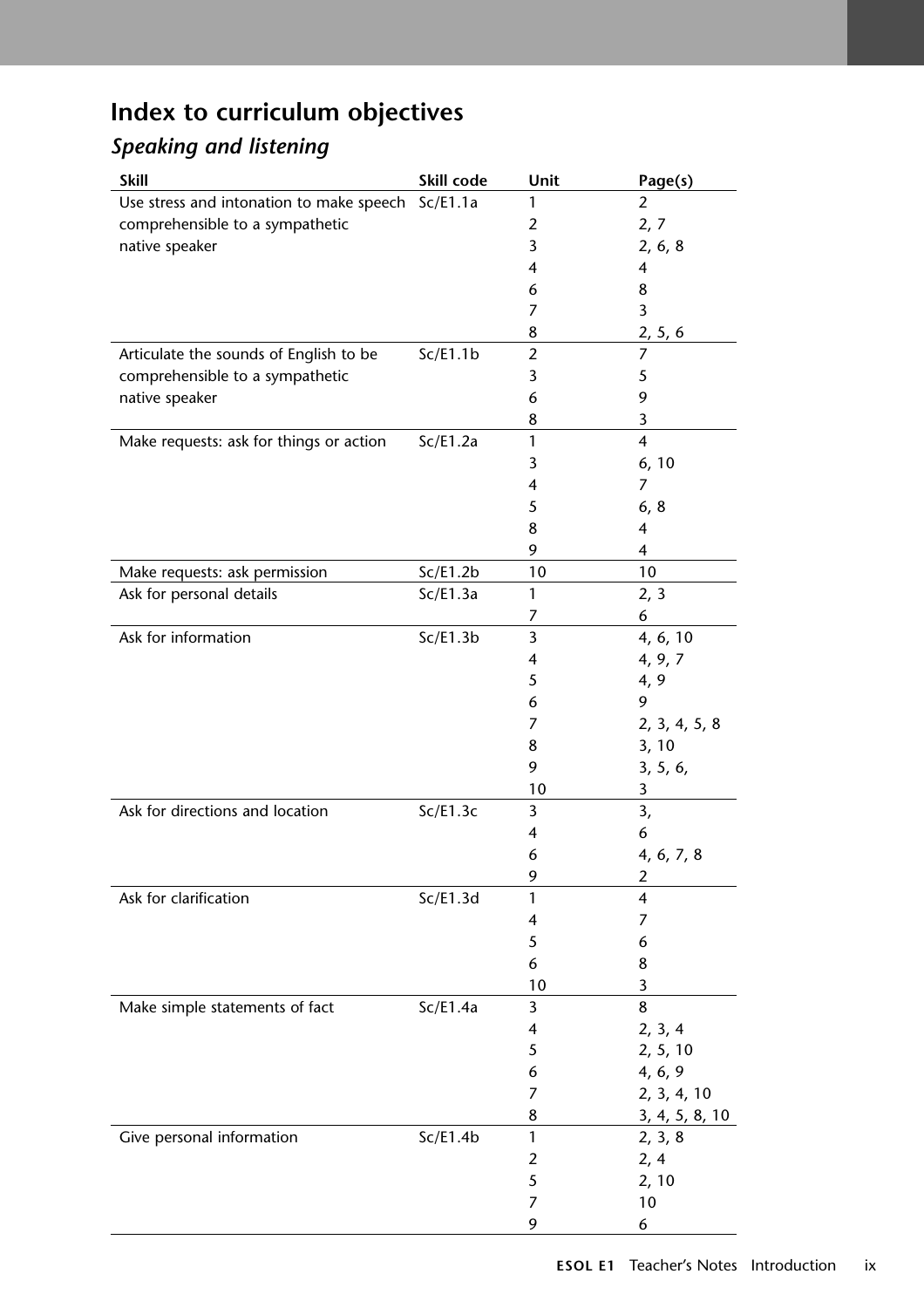# Index to curriculum objectives

## *Speaking and listening*

| Skill | Skill code | Unit | Page(s) |
|---|---|---|---|
| Use stress and intonation to make speech comprehensible to a sympathetic native speaker | Sc/E1.1a | 1 | 2 |
| | | 2 | 2, 7 |
| | | 3 | 2, 6, 8 |
| | | 4 | 4 |
| | | 6 | 8 |
| | | 7 | 3 |
| | | 8 | 2, 5, 6 |
| Articulate the sounds of English to be comprehensible to a sympathetic native speaker | Sc/E1.1b | 2 | 7 |
| | | 3 | 5 |
| | | 6 | 9 |
| | | 8 | 3 |
| Make requests: ask for things or action | Sc/E1.2a | 1 | 4 |
| | | 3 | 6, 10 |
| | | 4 | 7 |
| | | 5 | 6, 8 |
| | | 8 | 4 |
| | | 9 | 4 |
| Make requests: ask permission | Sc/E1.2b | 10 | 10 |
| Ask for personal details | Sc/E1.3a | 1 | 2, 3 |
| | | 7 | 6 |
| Ask for information | Sc/E1.3b | 3 | 4, 6, 10 |
| | | 4 | 4, 9, 7 |
| | | 5 | 4, 9 |
| | | 6 | 9 |
| | | 7 | 2, 3, 4, 5, 8 |
| | | 8 | 3, 10 |
| | | 9 | 3, 5, 6, |
| | | 10 | 3 |
| Ask for directions and location | Sc/E1.3c | 3 | 3, |
| | | 4 | 6 |
| | | 6 | 4, 6, 7, 8 |
| | | 9 | 2 |
| Ask for clarification | Sc/E1.3d | 1 | 4 |
| | | 4 | 7 |
| | | 5 | 6 |
| | | 6 | 8 |
| | | 10 | 3 |
| Make simple statements of fact | Sc/E1.4a | 3 | 8 |
| | | 4 | 2, 3, 4 |
| | | 5 | 2, 5, 10 |
| | | 6 | 4, 6, 9 |
| | | 7 | 2, 3, 4, 10 |
| | | 8 | 3, 4, 5, 8, 10 |
| Give personal information | Sc/E1.4b | 1 | 2, 3, 8 |
| | | 2 | 2, 4 |
| | | 5 | 2, 10 |
| | | 7 | 10 |
| | | 9 | 6 |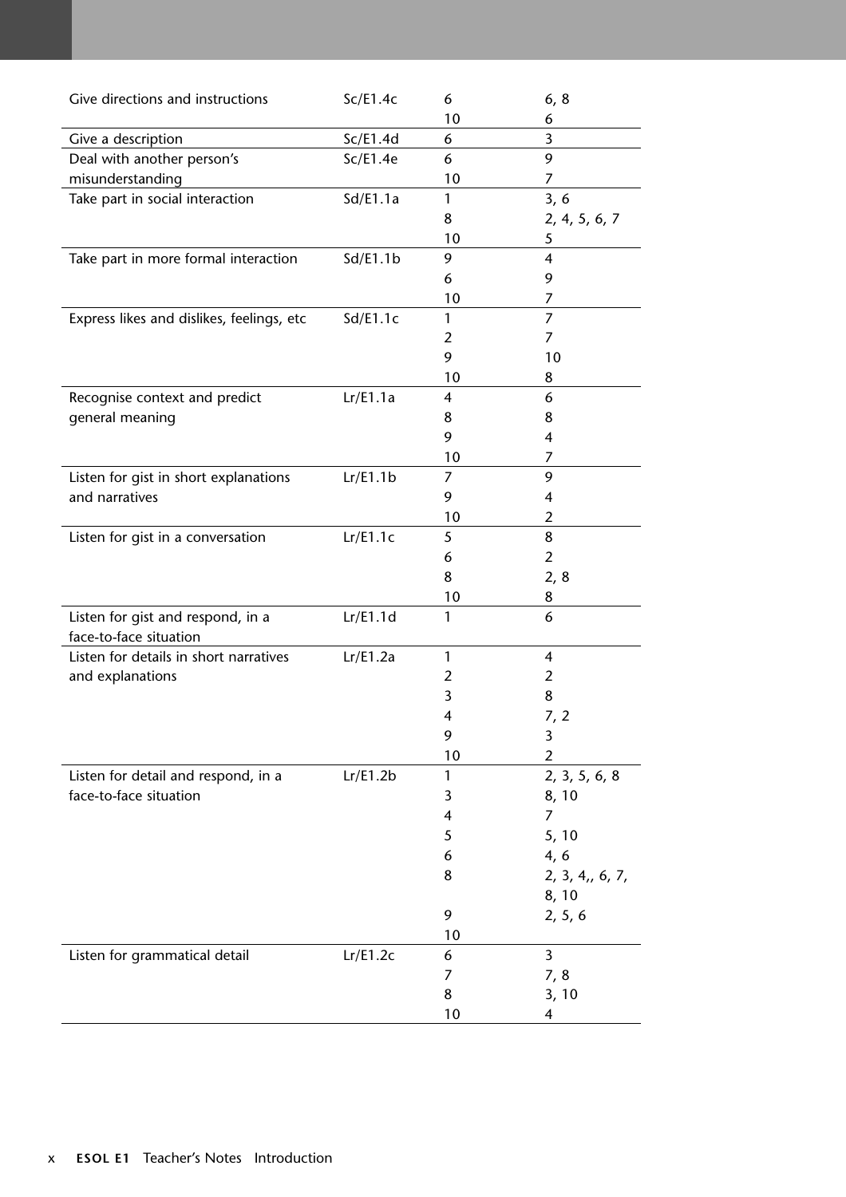| | | | |
|---|---|---|---|
| Give directions and instructions | Sc/E1.4c | 6<br>10 | 6, 8<br>6 |
| Give a description | Sc/E1.4d | 6 | 3 |
| Deal with another person's misunderstanding | Sc/E1.4e | 6<br>10 | 9<br>7 |
| Take part in social interaction | Sd/E1.1a | 1<br>8<br>10 | 3, 6<br>2, 4, 5, 6, 7<br>5 |
| Take part in more formal interaction | Sd/E1.1b | 9<br>6<br>10 | 4<br>9<br>7 |
| Express likes and dislikes, feelings, etc | Sd/E1.1c | 1<br>2<br>9<br>10 | 7<br>7<br>10<br>8 |
| Recognise context and predict general meaning | Lr/E1.1a | 4<br>8<br>9<br>10 | 6<br>8<br>4<br>7 |
| Listen for gist in short explanations and narratives | Lr/E1.1b | 7<br>9<br>10 | 9<br>4<br>2 |
| Listen for gist in a conversation | Lr/E1.1c | 5<br>6<br>8<br>10 | 8<br>2<br>2, 8<br>8 |
| Listen for gist and respond, in a face-to-face situation | Lr/E1.1d | 1 | 6 |
| Listen for details in short narratives and explanations | Lr/E1.2a | 1<br>2<br>3<br>4<br>9<br>10 | 4<br>2<br>8<br>7, 2<br>3<br>2 |
| Listen for detail and respond, in a face-to-face situation | Lr/E1.2b | 1<br>3<br>4<br>5<br>6<br>8<br><br>9<br>10 | 2, 3, 5, 6, 8<br>8, 10<br>7<br>5, 10<br>4, 6<br>2, 3, 4,, 6, 7,<br>8, 10<br>2, 5, 6 |
| Listen for grammatical detail | Lr/E1.2c | 6<br>7<br>8<br>10 | 3<br>7, 8<br>3, 10<br>4 |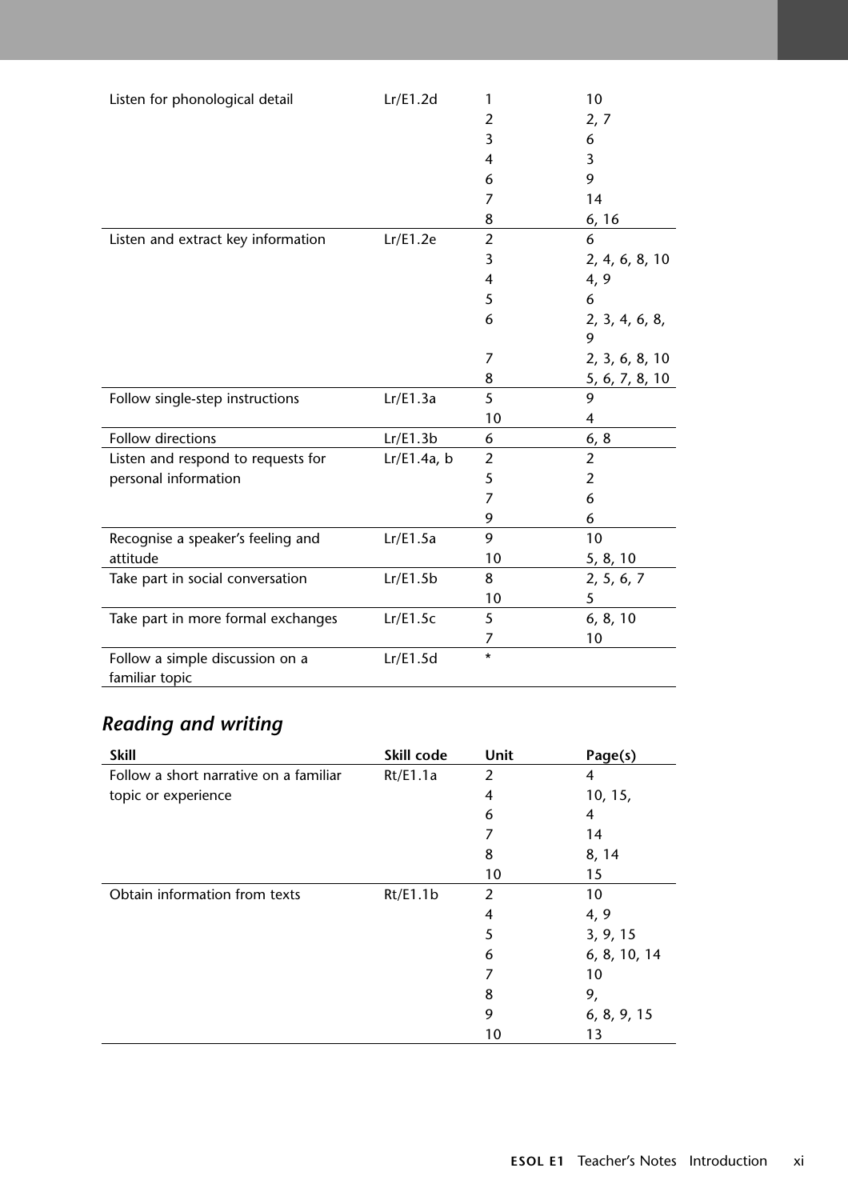| | | | |
|---|---|---|---|
| Listen for phonological detail | Lr/E1.2d | 1 | 10 |
| | | 2 | 2, 7 |
| | | 3 | 6 |
| | | 4 | 3 |
| | | 6 | 9 |
| | | 7 | 14 |
| | | 8 | 6, 16 |
| Listen and extract key information | Lr/E1.2e | 2 | 6 |
| | | 3 | 2, 4, 6, 8, 10 |
| | | 4 | 4, 9 |
| | | 5 | 6 |
| | | 6 | 2, 3, 4, 6, 8, 9 |
| | | 7 | 2, 3, 6, 8, 10 |
| | | 8 | 5, 6, 7, 8, 10 |
| Follow single-step instructions | Lr/E1.3a | 5 | 9 |
| | | 10 | 4 |
| Follow directions | Lr/E1.3b | 6 | 6, 8 |
| Listen and respond to requests for personal information | Lr/E1.4a, b | 2 | 2 |
| | | 5 | 2 |
| | | 7 | 6 |
| | | 9 | 6 |
| Recognise a speaker's feeling and attitude | Lr/E1.5a | 9 | 10 |
| | | 10 | 5, 8, 10 |
| Take part in social conversation | Lr/E1.5b | 8 | 2, 5, 6, 7 |
| | | 10 | 5 |
| Take part in more formal exchanges | Lr/E1.5c | 5 | 6, 8, 10 |
| | | 7 | 10 |
| Follow a simple discussion on a familiar topic | Lr/E1.5d | * | |

## *Reading and writing*

| Skill | Skill code | Unit | Page(s) |
|---|---|---|---|
| Follow a short narrative on a familiar topic or experience | Rt/E1.1a | 2 | 4 |
| | | 4 | 10, 15, |
| | | 6 | 4 |
| | | 7 | 14 |
| | | 8 | 8, 14 |
| | | 10 | 15 |
| Obtain information from texts | Rt/E1.1b | 2 | 10 |
| | | 4 | 4, 9 |
| | | 5 | 3, 9, 15 |
| | | 6 | 6, 8, 10, 14 |
| | | 7 | 10 |
| | | 8 | 9, |
| | | 9 | 6, 8, 9, 15 |
| | | 10 | 13 |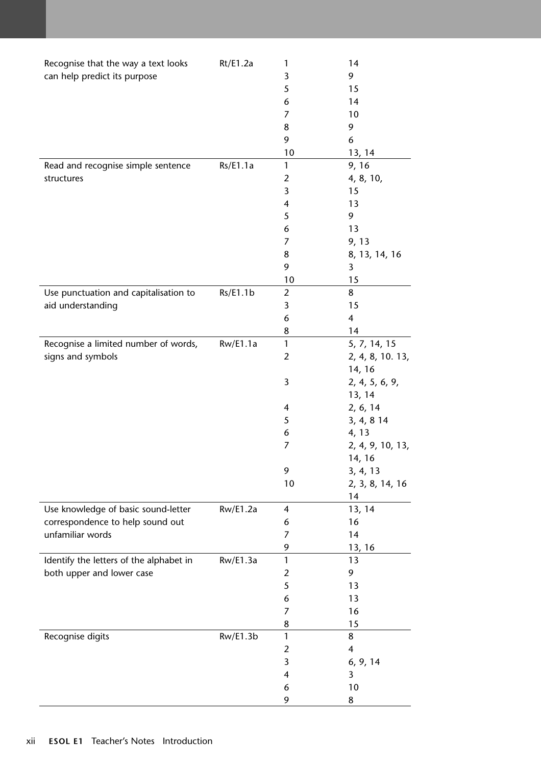| | | | |
|---|---|---|---|
| Recognise that the way a text looks can help predict its purpose | Rt/E1.2a | 1 | 14 |
| | | 3 | 9 |
| | | 5 | 15 |
| | | 6 | 14 |
| | | 7 | 10 |
| | | 8 | 9 |
| | | 9 | 6 |
| | | 10 | 13, 14 |
| Read and recognise simple sentence structures | Rs/E1.1a | 1 | 9, 16 |
| | | 2 | 4, 8, 10, |
| | | 3 | 15 |
| | | 4 | 13 |
| | | 5 | 9 |
| | | 6 | 13 |
| | | 7 | 9, 13 |
| | | 8 | 8, 13, 14, 16 |
| | | 9 | 3 |
| | | 10 | 15 |
| Use punctuation and capitalisation to aid understanding | Rs/E1.1b | 2 | 8 |
| | | 3 | 15 |
| | | 6 | 4 |
| | | 8 | 14 |
| Recognise a limited number of words, signs and symbols | Rw/E1.1a | 1 | 5, 7, 14, 15 |
| | | 2 | 2, 4, 8, 10. 13, 14, 16 |
| | | 3 | 2, 4, 5, 6, 9, 13, 14 |
| | | 4 | 2, 6, 14 |
| | | 5 | 3, 4, 8 14 |
| | | 6 | 4, 13 |
| | | 7 | 2, 4, 9, 10, 13, 14, 16 |
| | | 9 | 3, 4, 13 |
| | | 10 | 2, 3, 8, 14, 16 14 |
| Use knowledge of basic sound-letter correspondence to help sound out unfamiliar words | Rw/E1.2a | 4 | 13, 14 |
| | | 6 | 16 |
| | | 7 | 14 |
| | | 9 | 13, 16 |
| Identify the letters of the alphabet in both upper and lower case | Rw/E1.3a | 1 | 13 |
| | | 2 | 9 |
| | | 5 | 13 |
| | | 6 | 13 |
| | | 7 | 16 |
| | | 8 | 15 |
| Recognise digits | Rw/E1.3b | 1 | 8 |
| | | 2 | 4 |
| | | 3 | 6, 9, 14 |
| | | 4 | 3 |
| | | 6 | 10 |
| | | 9 | 8 |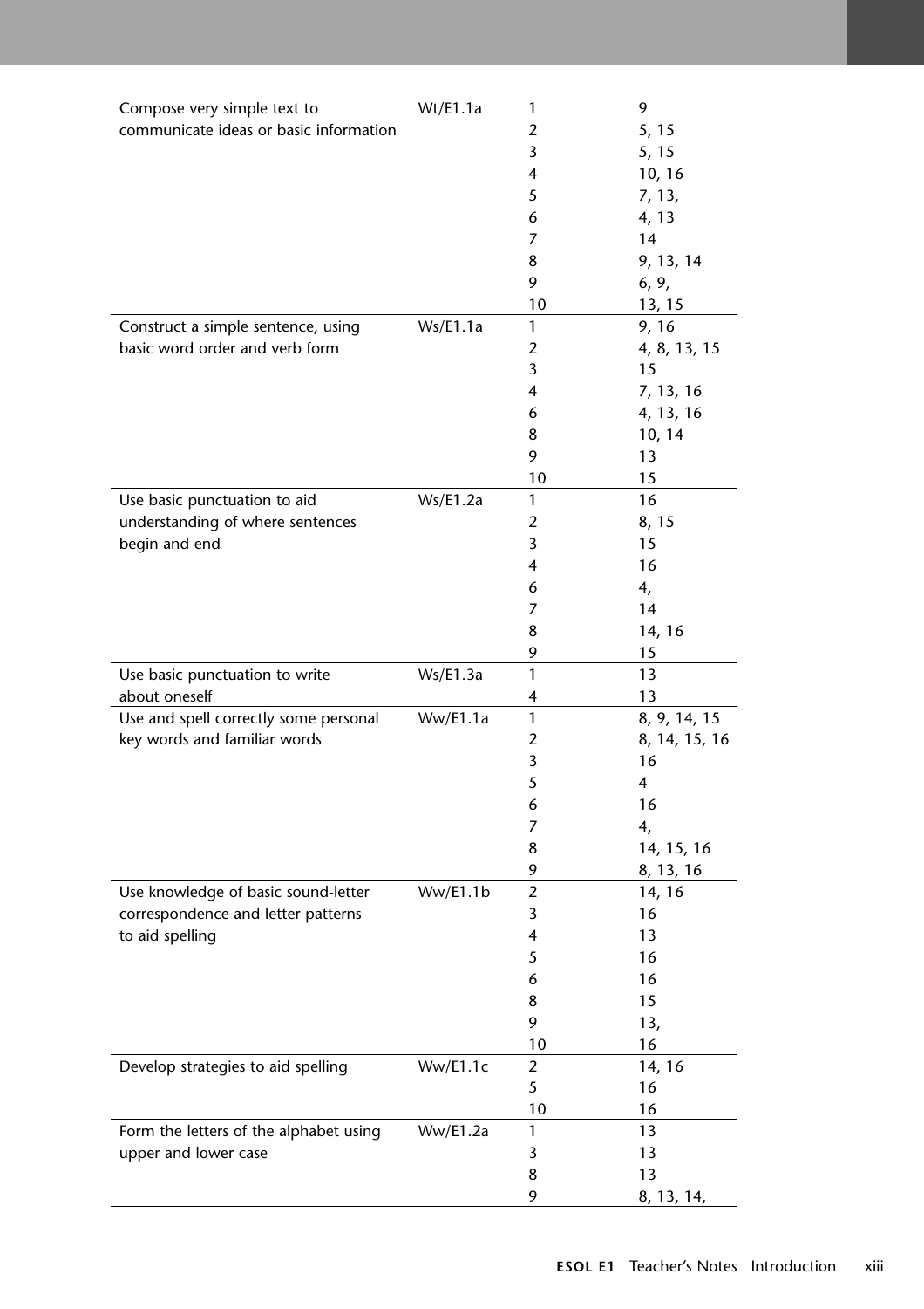| | | | |
|---|---|---|---|
| Compose very simple text to communicate ideas or basic information | Wt/E1.1a | 1 | 9 |
| | | 2 | 5, 15 |
| | | 3 | 5, 15 |
| | | 4 | 10, 16 |
| | | 5 | 7, 13, |
| | | 6 | 4, 13 |
| | | 7 | 14 |
| | | 8 | 9, 13, 14 |
| | | 9 | 6, 9, |
| | | 10 | 13, 15 |
| Construct a simple sentence, using basic word order and verb form | Ws/E1.1a | 1 | 9, 16 |
| | | 2 | 4, 8, 13, 15 |
| | | 3 | 15 |
| | | 4 | 7, 13, 16 |
| | | 6 | 4, 13, 16 |
| | | 8 | 10, 14 |
| | | 9 | 13 |
| | | 10 | 15 |
| Use basic punctuation to aid understanding of where sentences begin and end | Ws/E1.2a | 1 | 16 |
| | | 2 | 8, 15 |
| | | 3 | 15 |
| | | 4 | 16 |
| | | 6 | 4, |
| | | 7 | 14 |
| | | 8 | 14, 16 |
| | | 9 | 15 |
| Use basic punctuation to write about oneself | Ws/E1.3a | 1 | 13 |
| | | 4 | 13 |
| Use and spell correctly some personal key words and familiar words | Ww/E1.1a | 1 | 8, 9, 14, 15 |
| | | 2 | 8, 14, 15, 16 |
| | | 3 | 16 |
| | | 5 | 4 |
| | | 6 | 16 |
| | | 7 | 4, |
| | | 8 | 14, 15, 16 |
| | | 9 | 8, 13, 16 |
| Use knowledge of basic sound-letter correspondence and letter patterns to aid spelling | Ww/E1.1b | 2 | 14, 16 |
| | | 3 | 16 |
| | | 4 | 13 |
| | | 5 | 16 |
| | | 6 | 16 |
| | | 8 | 15 |
| | | 9 | 13, |
| | | 10 | 16 |
| Develop strategies to aid spelling | Ww/E1.1c | 2 | 14, 16 |
| | | 5 | 16 |
| | | 10 | 16 |
| Form the letters of the alphabet using upper and lower case | Ww/E1.2a | 1 | 13 |
| | | 3 | 13 |
| | | 8 | 13 |
| | | 9 | 8, 13, 14, |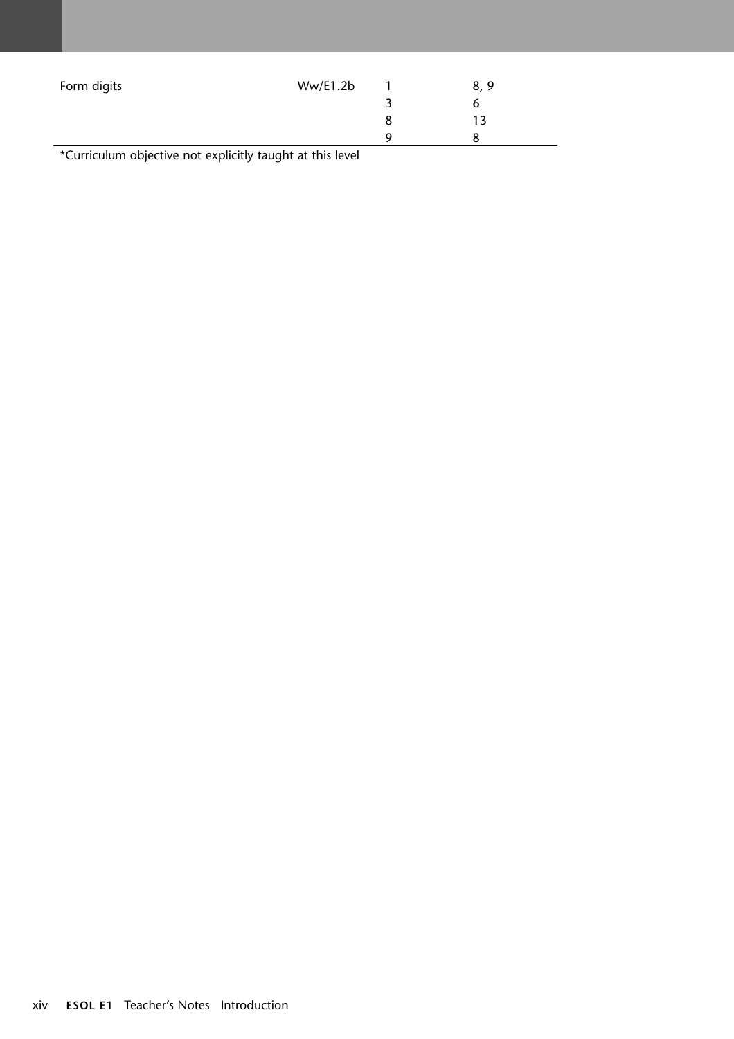| | | | |
|---|---|---|---|
| Form digits | Ww/E1.2b | 1 | 8, 9 |
| | | 3 | 6 |
| | | 8 | 13 |
| | | 9 | 8 |

*Curriculum objective not explicitly taught at this level